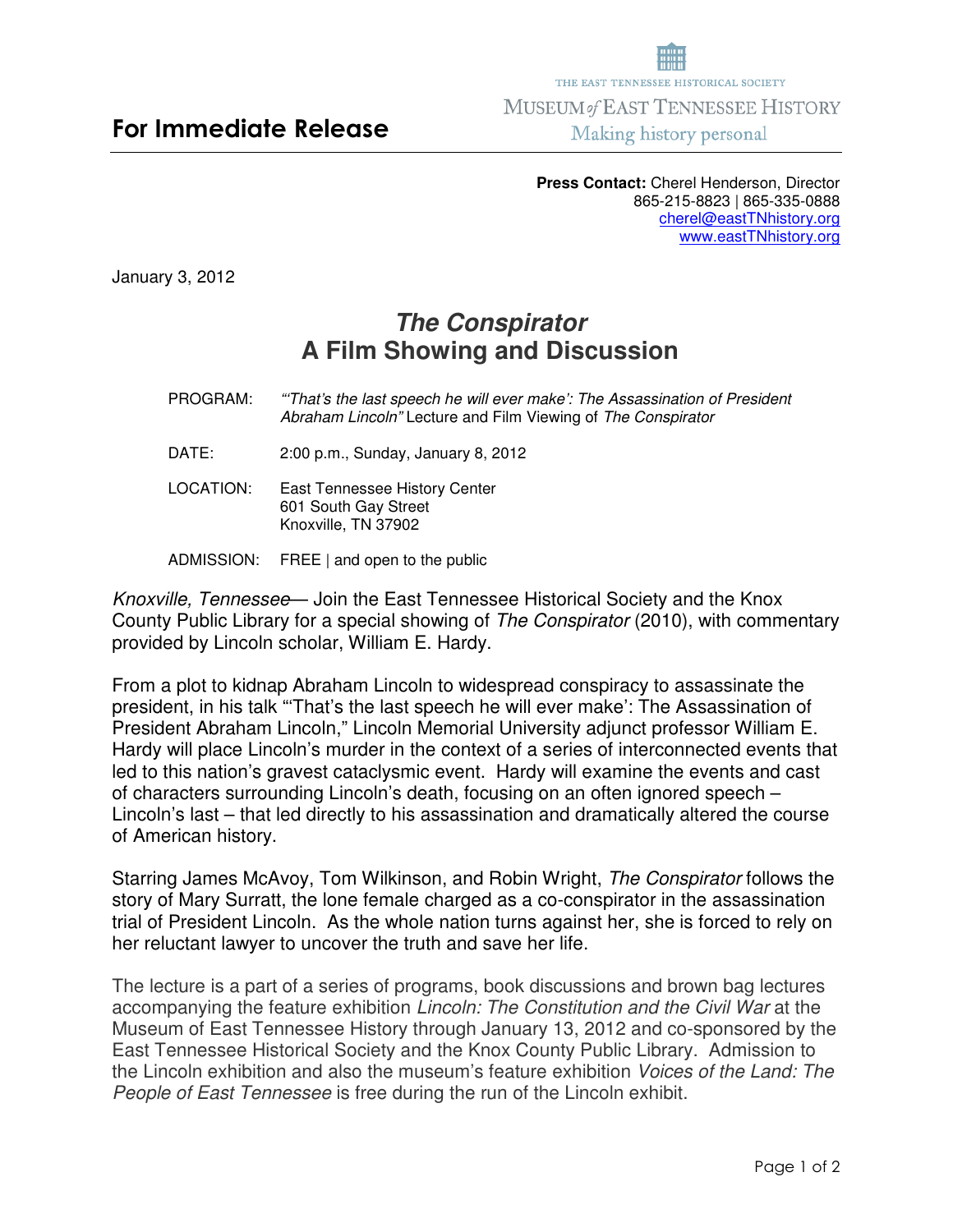THE EAST TENNESSEE HISTORICAL SOCIETY

MUSEUM *of* EAST TENNESSEE HISTORY

Making history personal

## For Immediate Release

**Press Contact:** Cherel Henderson, Director
865-215-8823 | 865-335-0888
cherel@eastTNhistory.org
www.eastTNhistory.org

January 3, 2012

# *The Conspirator*
# A Film Showing and Discussion

PROGRAM: *"'That's the last speech he will ever make': The Assassination of President Abraham Lincoln"* Lecture and Film Viewing of *The Conspirator*

DATE: 2:00 p.m., Sunday, January 8, 2012

LOCATION: East Tennessee History Center
601 South Gay Street
Knoxville, TN 37902

ADMISSION: FREE | and open to the public

*Knoxville, Tennessee*— Join the East Tennessee Historical Society and the Knox County Public Library for a special showing of *The Conspirator* (2010), with commentary provided by Lincoln scholar, William E. Hardy.

From a plot to kidnap Abraham Lincoln to widespread conspiracy to assassinate the president, in his talk "'That's the last speech he will ever make': The Assassination of President Abraham Lincoln," Lincoln Memorial University adjunct professor William E. Hardy will place Lincoln's murder in the context of a series of interconnected events that led to this nation's gravest cataclysmic event. Hardy will examine the events and cast of characters surrounding Lincoln's death, focusing on an often ignored speech – Lincoln's last – that led directly to his assassination and dramatically altered the course of American history.

Starring James McAvoy, Tom Wilkinson, and Robin Wright, *The Conspirator* follows the story of Mary Surratt, the lone female charged as a co-conspirator in the assassination trial of President Lincoln. As the whole nation turns against her, she is forced to rely on her reluctant lawyer to uncover the truth and save her life.

The lecture is a part of a series of programs, book discussions and brown bag lectures accompanying the feature exhibition *Lincoln: The Constitution and the Civil War* at the Museum of East Tennessee History through January 13, 2012 and co-sponsored by the East Tennessee Historical Society and the Knox County Public Library. Admission to the Lincoln exhibition and also the museum's feature exhibition *Voices of the Land: The People of East Tennessee* is free during the run of the Lincoln exhibit.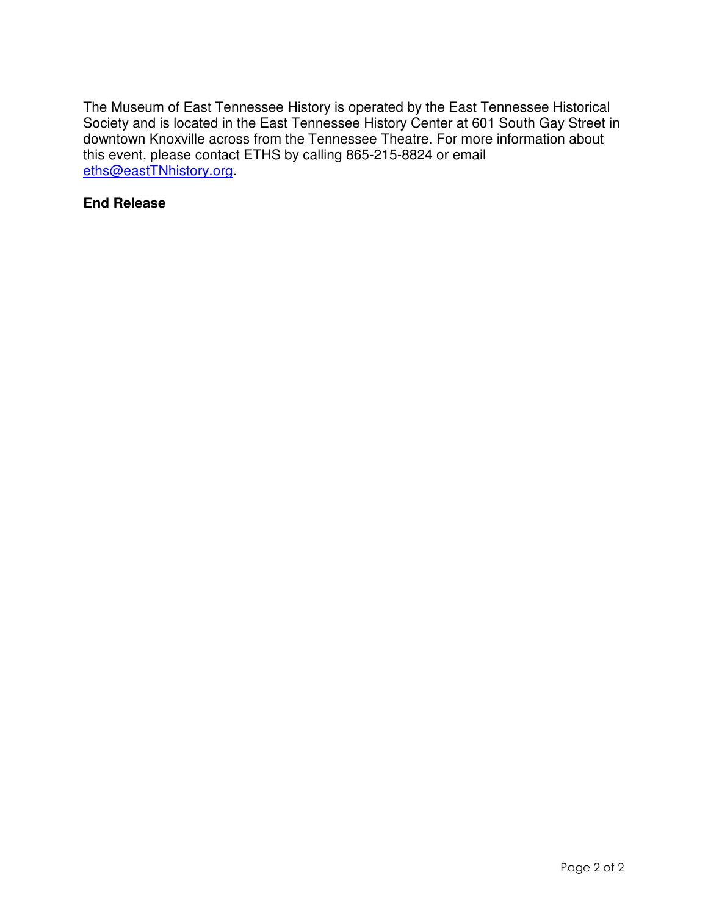The Museum of East Tennessee History is operated by the East Tennessee Historical Society and is located in the East Tennessee History Center at 601 South Gay Street in downtown Knoxville across from the Tennessee Theatre. For more information about this event, please contact ETHS by calling 865-215-8824 or email eths@eastTNhistory.org.

**End Release**